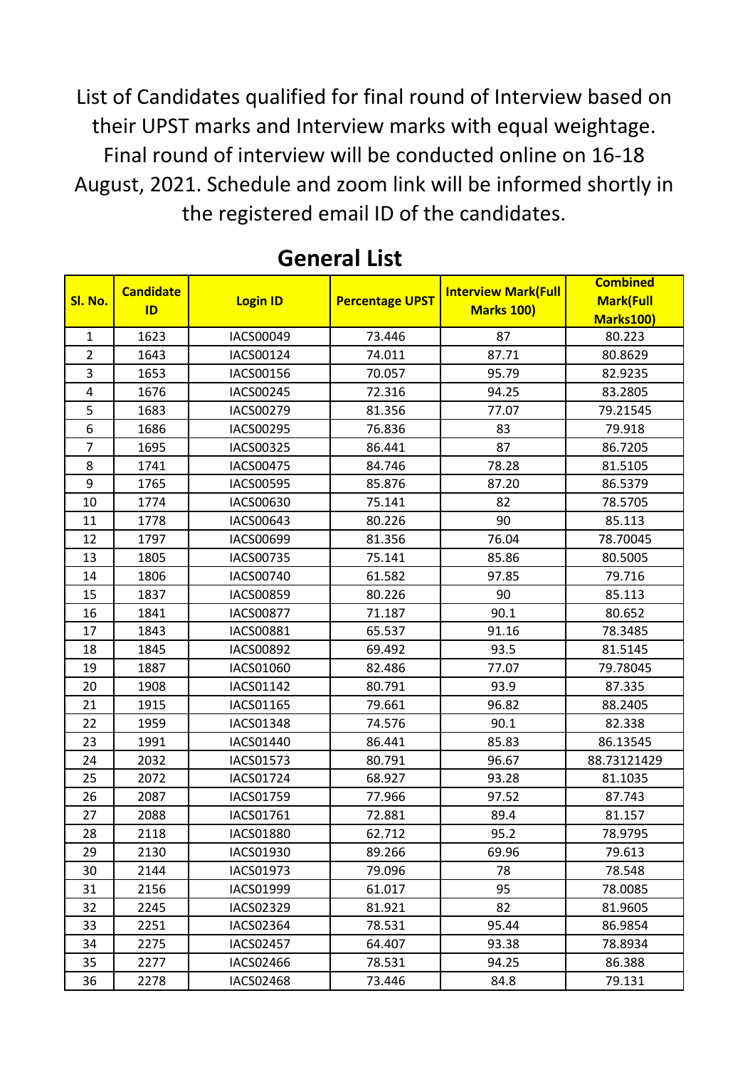List of Candidates qualified for final round of Interview based on their UPST marks and Interview marks with equal weightage. Final round of interview will be conducted online on 16-18 August, 2021. Schedule and zoom link will be informed shortly in the registered email ID of the candidates.

## General List

| Sl. No. | Candidate ID | Login ID | Percentage UPST | Interview Mark(Full Marks 100) | Combined Mark(Full Marks100) |
|---|---|---|---|---|---|
| 1 | 1623 | IACS00049 | 73.446 | 87 | 80.223 |
| 2 | 1643 | IACS00124 | 74.011 | 87.71 | 80.8629 |
| 3 | 1653 | IACS00156 | 70.057 | 95.79 | 82.9235 |
| 4 | 1676 | IACS00245 | 72.316 | 94.25 | 83.2805 |
| 5 | 1683 | IACS00279 | 81.356 | 77.07 | 79.21545 |
| 6 | 1686 | IACS00295 | 76.836 | 83 | 79.918 |
| 7 | 1695 | IACS00325 | 86.441 | 87 | 86.7205 |
| 8 | 1741 | IACS00475 | 84.746 | 78.28 | 81.5105 |
| 9 | 1765 | IACS00595 | 85.876 | 87.20 | 86.5379 |
| 10 | 1774 | IACS00630 | 75.141 | 82 | 78.5705 |
| 11 | 1778 | IACS00643 | 80.226 | 90 | 85.113 |
| 12 | 1797 | IACS00699 | 81.356 | 76.04 | 78.70045 |
| 13 | 1805 | IACS00735 | 75.141 | 85.86 | 80.5005 |
| 14 | 1806 | IACS00740 | 61.582 | 97.85 | 79.716 |
| 15 | 1837 | IACS00859 | 80.226 | 90 | 85.113 |
| 16 | 1841 | IACS00877 | 71.187 | 90.1 | 80.652 |
| 17 | 1843 | IACS00881 | 65.537 | 91.16 | 78.3485 |
| 18 | 1845 | IACS00892 | 69.492 | 93.5 | 81.5145 |
| 19 | 1887 | IACS01060 | 82.486 | 77.07 | 79.78045 |
| 20 | 1908 | IACS01142 | 80.791 | 93.9 | 87.335 |
| 21 | 1915 | IACS01165 | 79.661 | 96.82 | 88.2405 |
| 22 | 1959 | IACS01348 | 74.576 | 90.1 | 82.338 |
| 23 | 1991 | IACS01440 | 86.441 | 85.83 | 86.13545 |
| 24 | 2032 | IACS01573 | 80.791 | 96.67 | 88.73121429 |
| 25 | 2072 | IACS01724 | 68.927 | 93.28 | 81.1035 |
| 26 | 2087 | IACS01759 | 77.966 | 97.52 | 87.743 |
| 27 | 2088 | IACS01761 | 72.881 | 89.4 | 81.157 |
| 28 | 2118 | IACS01880 | 62.712 | 95.2 | 78.9795 |
| 29 | 2130 | IACS01930 | 89.266 | 69.96 | 79.613 |
| 30 | 2144 | IACS01973 | 79.096 | 78 | 78.548 |
| 31 | 2156 | IACS01999 | 61.017 | 95 | 78.0085 |
| 32 | 2245 | IACS02329 | 81.921 | 82 | 81.9605 |
| 33 | 2251 | IACS02364 | 78.531 | 95.44 | 86.9854 |
| 34 | 2275 | IACS02457 | 64.407 | 93.38 | 78.8934 |
| 35 | 2277 | IACS02466 | 78.531 | 94.25 | 86.388 |
| 36 | 2278 | IACS02468 | 73.446 | 84.8 | 79.131 |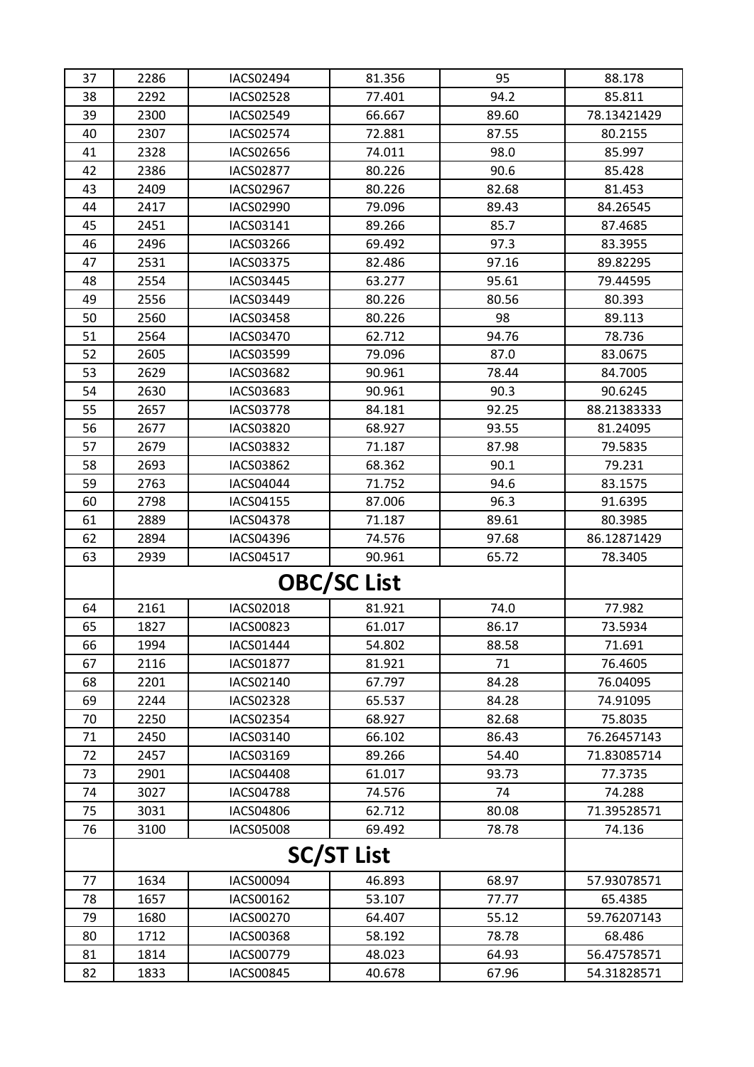| | | | | | |
|---|---|---|---|---|---|
| 37 | 2286 | IACS02494 | 81.356 | 95 | 88.178 |
| 38 | 2292 | IACS02528 | 77.401 | 94.2 | 85.811 |
| 39 | 2300 | IACS02549 | 66.667 | 89.60 | 78.13421429 |
| 40 | 2307 | IACS02574 | 72.881 | 87.55 | 80.2155 |
| 41 | 2328 | IACS02656 | 74.011 | 98.0 | 85.997 |
| 42 | 2386 | IACS02877 | 80.226 | 90.6 | 85.428 |
| 43 | 2409 | IACS02967 | 80.226 | 82.68 | 81.453 |
| 44 | 2417 | IACS02990 | 79.096 | 89.43 | 84.26545 |
| 45 | 2451 | IACS03141 | 89.266 | 85.7 | 87.4685 |
| 46 | 2496 | IACS03266 | 69.492 | 97.3 | 83.3955 |
| 47 | 2531 | IACS03375 | 82.486 | 97.16 | 89.82295 |
| 48 | 2554 | IACS03445 | 63.277 | 95.61 | 79.44595 |
| 49 | 2556 | IACS03449 | 80.226 | 80.56 | 80.393 |
| 50 | 2560 | IACS03458 | 80.226 | 98 | 89.113 |
| 51 | 2564 | IACS03470 | 62.712 | 94.76 | 78.736 |
| 52 | 2605 | IACS03599 | 79.096 | 87.0 | 83.0675 |
| 53 | 2629 | IACS03682 | 90.961 | 78.44 | 84.7005 |
| 54 | 2630 | IACS03683 | 90.961 | 90.3 | 90.6245 |
| 55 | 2657 | IACS03778 | 84.181 | 92.25 | 88.21383333 |
| 56 | 2677 | IACS03820 | 68.927 | 93.55 | 81.24095 |
| 57 | 2679 | IACS03832 | 71.187 | 87.98 | 79.5835 |
| 58 | 2693 | IACS03862 | 68.362 | 90.1 | 79.231 |
| 59 | 2763 | IACS04044 | 71.752 | 94.6 | 83.1575 |
| 60 | 2798 | IACS04155 | 87.006 | 96.3 | 91.6395 |
| 61 | 2889 | IACS04378 | 71.187 | 89.61 | 80.3985 |
| 62 | 2894 | IACS04396 | 74.576 | 97.68 | 86.12871429 |
| 63 | 2939 | IACS04517 | 90.961 | 65.72 | 78.3405 |
| | **OBC/SC List** | | | | |
| 64 | 2161 | IACS02018 | 81.921 | 74.0 | 77.982 |
| 65 | 1827 | IACS00823 | 61.017 | 86.17 | 73.5934 |
| 66 | 1994 | IACS01444 | 54.802 | 88.58 | 71.691 |
| 67 | 2116 | IACS01877 | 81.921 | 71 | 76.4605 |
| 68 | 2201 | IACS02140 | 67.797 | 84.28 | 76.04095 |
| 69 | 2244 | IACS02328 | 65.537 | 84.28 | 74.91095 |
| 70 | 2250 | IACS02354 | 68.927 | 82.68 | 75.8035 |
| 71 | 2450 | IACS03140 | 66.102 | 86.43 | 76.26457143 |
| 72 | 2457 | IACS03169 | 89.266 | 54.40 | 71.83085714 |
| 73 | 2901 | IACS04408 | 61.017 | 93.73 | 77.3735 |
| 74 | 3027 | IACS04788 | 74.576 | 74 | 74.288 |
| 75 | 3031 | IACS04806 | 62.712 | 80.08 | 71.39528571 |
| 76 | 3100 | IACS05008 | 69.492 | 78.78 | 74.136 |
| | **SC/ST List** | | | | |
| 77 | 1634 | IACS00094 | 46.893 | 68.97 | 57.93078571 |
| 78 | 1657 | IACS00162 | 53.107 | 77.77 | 65.4385 |
| 79 | 1680 | IACS00270 | 64.407 | 55.12 | 59.76207143 |
| 80 | 1712 | IACS00368 | 58.192 | 78.78 | 68.486 |
| 81 | 1814 | IACS00779 | 48.023 | 64.93 | 56.47578571 |
| 82 | 1833 | IACS00845 | 40.678 | 67.96 | 54.31828571 |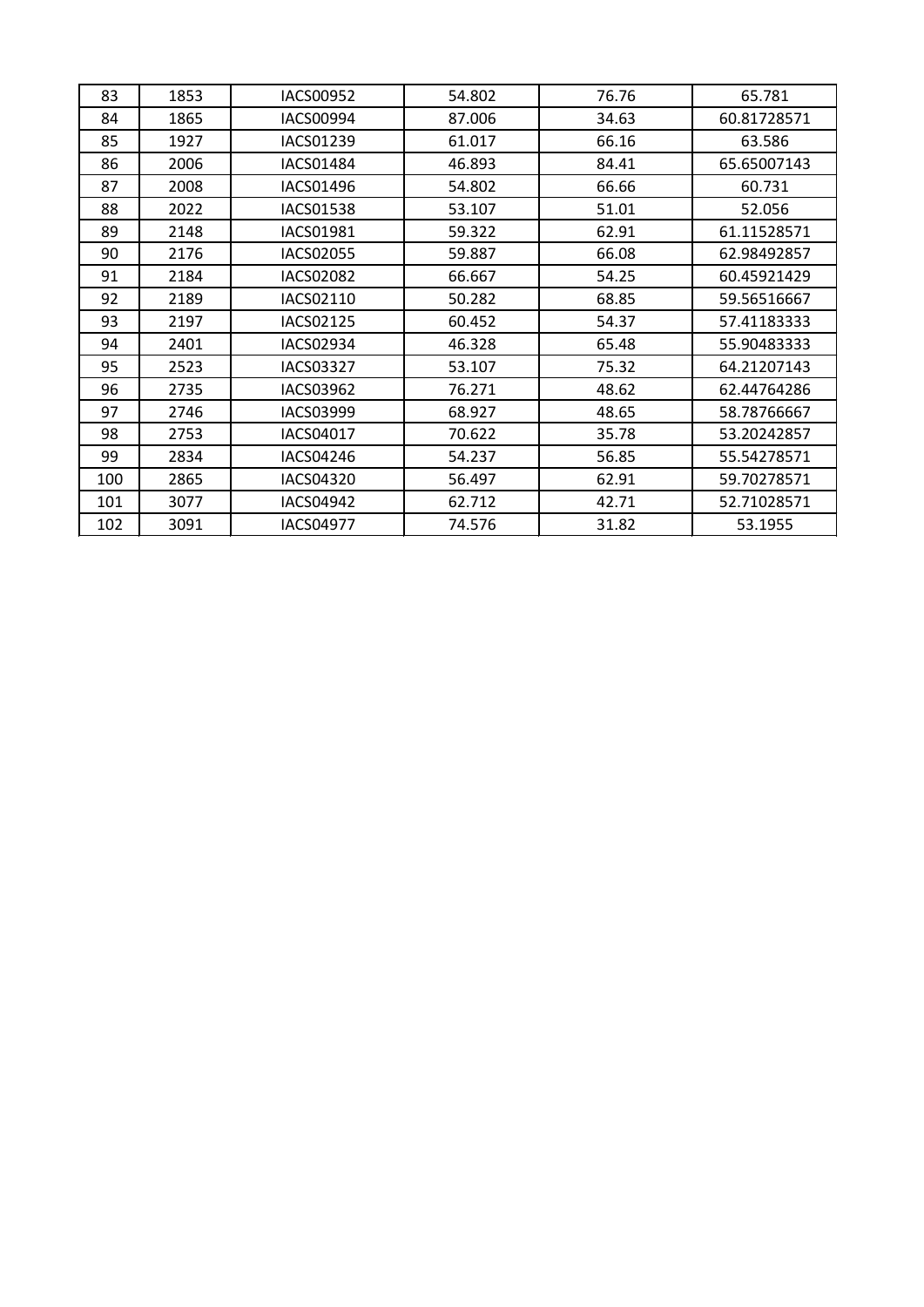| | | | | | |
|---|---|---|---|---|---|
| 83 | 1853 | IACS00952 | 54.802 | 76.76 | 65.781 |
| 84 | 1865 | IACS00994 | 87.006 | 34.63 | 60.81728571 |
| 85 | 1927 | IACS01239 | 61.017 | 66.16 | 63.586 |
| 86 | 2006 | IACS01484 | 46.893 | 84.41 | 65.65007143 |
| 87 | 2008 | IACS01496 | 54.802 | 66.66 | 60.731 |
| 88 | 2022 | IACS01538 | 53.107 | 51.01 | 52.056 |
| 89 | 2148 | IACS01981 | 59.322 | 62.91 | 61.11528571 |
| 90 | 2176 | IACS02055 | 59.887 | 66.08 | 62.98492857 |
| 91 | 2184 | IACS02082 | 66.667 | 54.25 | 60.45921429 |
| 92 | 2189 | IACS02110 | 50.282 | 68.85 | 59.56516667 |
| 93 | 2197 | IACS02125 | 60.452 | 54.37 | 57.41183333 |
| 94 | 2401 | IACS02934 | 46.328 | 65.48 | 55.90483333 |
| 95 | 2523 | IACS03327 | 53.107 | 75.32 | 64.21207143 |
| 96 | 2735 | IACS03962 | 76.271 | 48.62 | 62.44764286 |
| 97 | 2746 | IACS03999 | 68.927 | 48.65 | 58.78766667 |
| 98 | 2753 | IACS04017 | 70.622 | 35.78 | 53.20242857 |
| 99 | 2834 | IACS04246 | 54.237 | 56.85 | 55.54278571 |
| 100 | 2865 | IACS04320 | 56.497 | 62.91 | 59.70278571 |
| 101 | 3077 | IACS04942 | 62.712 | 42.71 | 52.71028571 |
| 102 | 3091 | IACS04977 | 74.576 | 31.82 | 53.1955 |